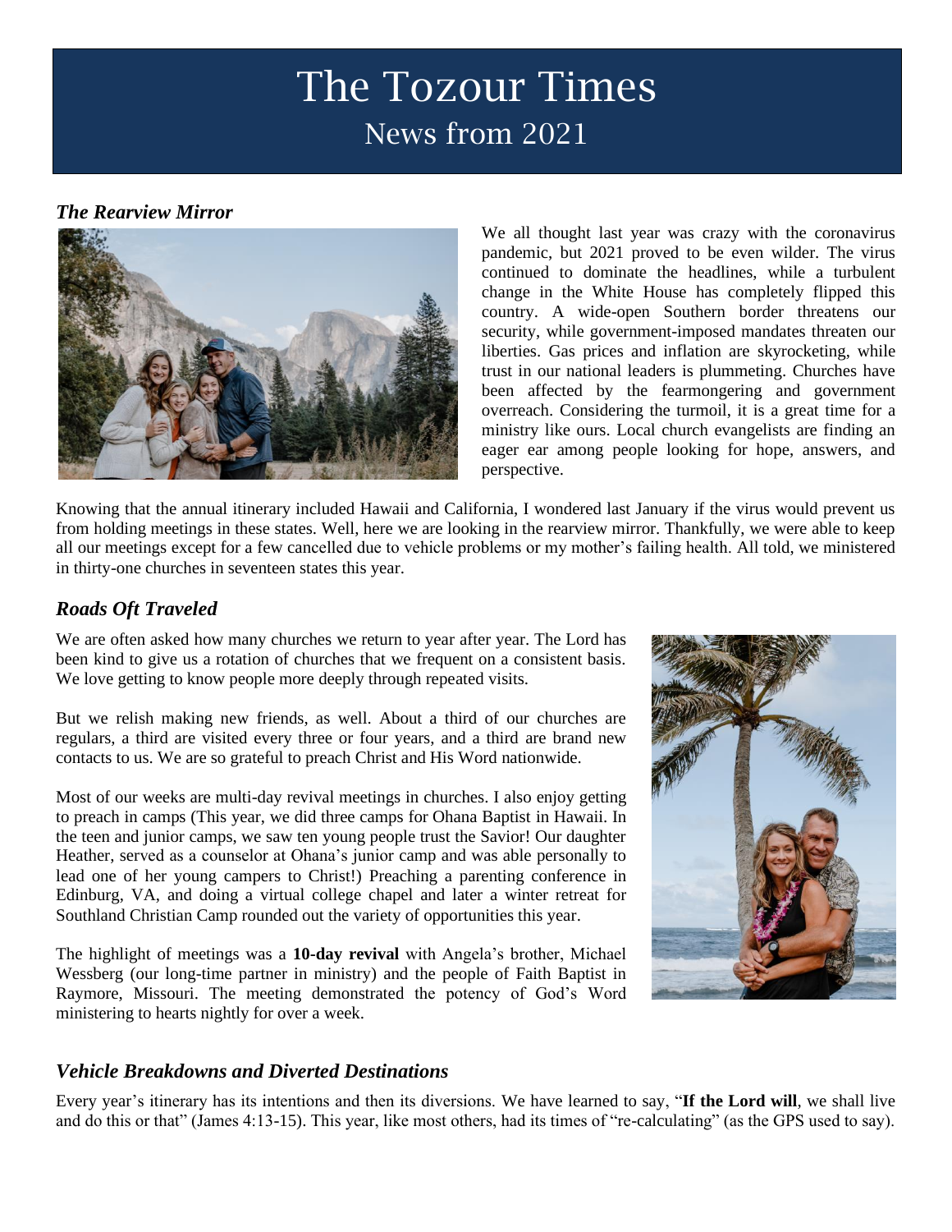# The Tozour Times

## News from 2021

### *The Rearview Mirror*

We all thought last year was crazy with the coronavirus pandemic, but 2021 proved to be even wilder. The virus continued to dominate the headlines, while a turbulent change in the White House has completely flipped this country. A wide-open Southern border threatens our security, while government-imposed mandates threaten our liberties. Gas prices and inflation are skyrocketing, while trust in our national leaders is plummeting. Churches have been affected by the fearmongering and government overreach. Considering the turmoil, it is a great time for a ministry like ours. Local church evangelists are finding an eager ear among people looking for hope, answers, and perspective.

Knowing that the annual itinerary included Hawaii and California, I wondered last January if the virus would prevent us from holding meetings in these states. Well, here we are looking in the rearview mirror. Thankfully, we were able to keep all our meetings except for a few cancelled due to vehicle problems or my mother's failing health. All told, we ministered in thirty-one churches in seventeen states this year.

### *Roads Oft Traveled*

We are often asked how many churches we return to year after year. The Lord has been kind to give us a rotation of churches that we frequent on a consistent basis. We love getting to know people more deeply through repeated visits.

But we relish making new friends, as well. About a third of our churches are regulars, a third are visited every three or four years, and a third are brand new contacts to us. We are so grateful to preach Christ and His Word nationwide.

Most of our weeks are multi-day revival meetings in churches. I also enjoy getting to preach in camps (This year, we did three camps for Ohana Baptist in Hawaii. In the teen and junior camps, we saw ten young people trust the Savior! Our daughter Heather, served as a counselor at Ohana's junior camp and was able personally to lead one of her young campers to Christ!) Preaching a parenting conference in Edinburg, VA, and doing a virtual college chapel and later a winter retreat for Southland Christian Camp rounded out the variety of opportunities this year.

The highlight of meetings was a **10-day revival** with Angela's brother, Michael Wessberg (our long-time partner in ministry) and the people of Faith Baptist in Raymore, Missouri. The meeting demonstrated the potency of God's Word ministering to hearts nightly for over a week.

### *Vehicle Breakdowns and Diverted Destinations*

Every year's itinerary has its intentions and then its diversions. We have learned to say, "**If the Lord will**, we shall live and do this or that" (James 4:13-15). This year, like most others, had its times of "re-calculating" (as the GPS used to say).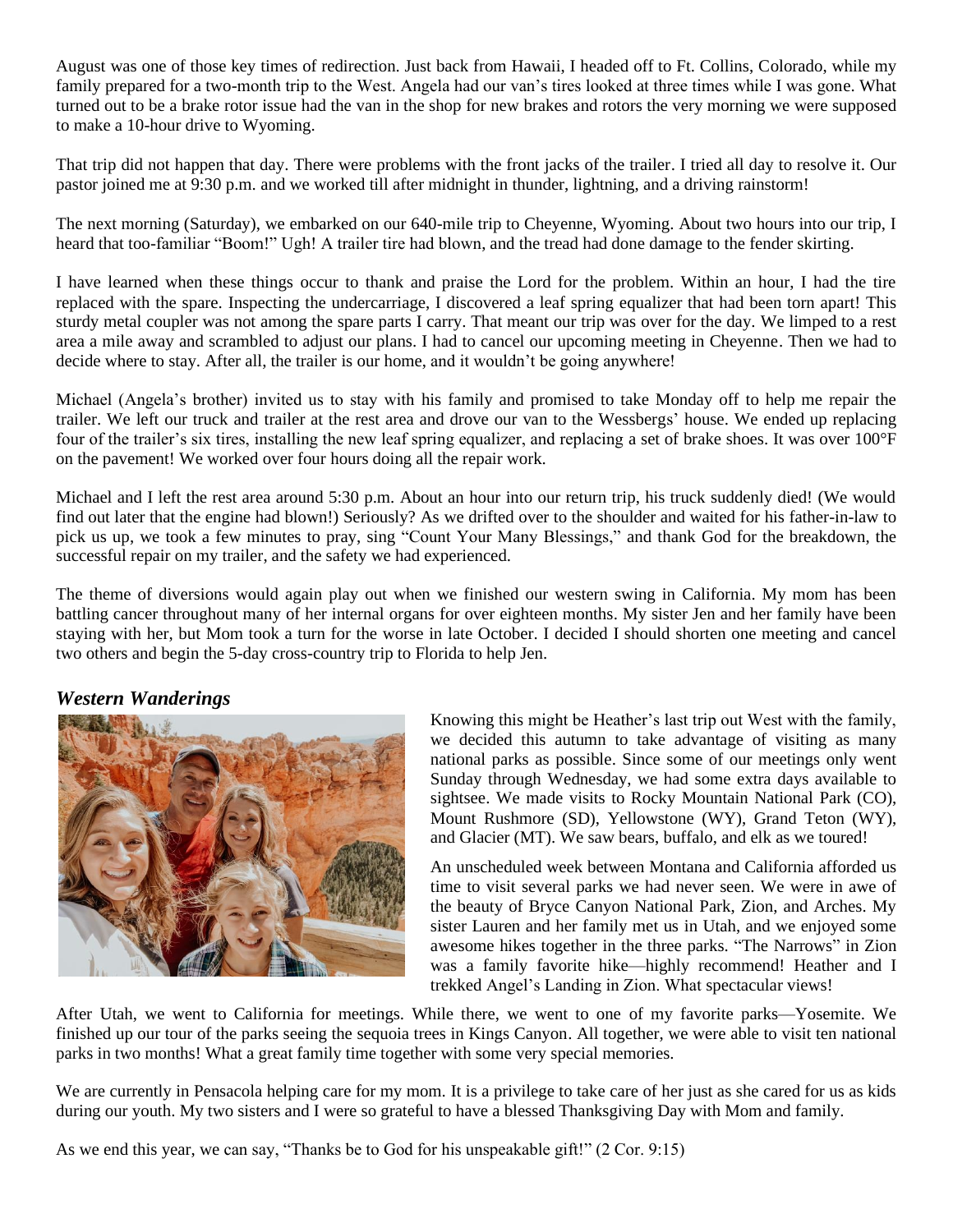August was one of those key times of redirection. Just back from Hawaii, I headed off to Ft. Collins, Colorado, while my family prepared for a two-month trip to the West. Angela had our van's tires looked at three times while I was gone. What turned out to be a brake rotor issue had the van in the shop for new brakes and rotors the very morning we were supposed to make a 10-hour drive to Wyoming.

That trip did not happen that day. There were problems with the front jacks of the trailer. I tried all day to resolve it. Our pastor joined me at 9:30 p.m. and we worked till after midnight in thunder, lightning, and a driving rainstorm!

The next morning (Saturday), we embarked on our 640-mile trip to Cheyenne, Wyoming. About two hours into our trip, I heard that too-familiar "Boom!" Ugh! A trailer tire had blown, and the tread had done damage to the fender skirting.

I have learned when these things occur to thank and praise the Lord for the problem. Within an hour, I had the tire replaced with the spare. Inspecting the undercarriage, I discovered a leaf spring equalizer that had been torn apart! This sturdy metal coupler was not among the spare parts I carry. That meant our trip was over for the day. We limped to a rest area a mile away and scrambled to adjust our plans. I had to cancel our upcoming meeting in Cheyenne. Then we had to decide where to stay. After all, the trailer is our home, and it wouldn't be going anywhere!

Michael (Angela's brother) invited us to stay with his family and promised to take Monday off to help me repair the trailer. We left our truck and trailer at the rest area and drove our van to the Wessbergs' house. We ended up replacing four of the trailer's six tires, installing the new leaf spring equalizer, and replacing a set of brake shoes. It was over 100°F on the pavement! We worked over four hours doing all the repair work.

Michael and I left the rest area around 5:30 p.m. About an hour into our return trip, his truck suddenly died! (We would find out later that the engine had blown!) Seriously? As we drifted over to the shoulder and waited for his father-in-law to pick us up, we took a few minutes to pray, sing "Count Your Many Blessings," and thank God for the breakdown, the successful repair on my trailer, and the safety we had experienced.

The theme of diversions would again play out when we finished our western swing in California. My mom has been battling cancer throughout many of her internal organs for over eighteen months. My sister Jen and her family have been staying with her, but Mom took a turn for the worse in late October. I decided I should shorten one meeting and cancel two others and begin the 5-day cross-country trip to Florida to help Jen.

## *Western Wanderings*

Knowing this might be Heather's last trip out West with the family, we decided this autumn to take advantage of visiting as many national parks as possible. Since some of our meetings only went Sunday through Wednesday, we had some extra days available to sightsee. We made visits to Rocky Mountain National Park (CO), Mount Rushmore (SD), Yellowstone (WY), Grand Teton (WY), and Glacier (MT). We saw bears, buffalo, and elk as we toured!

An unscheduled week between Montana and California afforded us time to visit several parks we had never seen. We were in awe of the beauty of Bryce Canyon National Park, Zion, and Arches. My sister Lauren and her family met us in Utah, and we enjoyed some awesome hikes together in the three parks. "The Narrows" in Zion was a family favorite hike—highly recommend! Heather and I trekked Angel's Landing in Zion. What spectacular views!

After Utah, we went to California for meetings. While there, we went to one of my favorite parks—Yosemite. We finished up our tour of the parks seeing the sequoia trees in Kings Canyon. All together, we were able to visit ten national parks in two months! What a great family time together with some very special memories.

We are currently in Pensacola helping care for my mom. It is a privilege to take care of her just as she cared for us as kids during our youth. My two sisters and I were so grateful to have a blessed Thanksgiving Day with Mom and family.

As we end this year, we can say, "Thanks be to God for his unspeakable gift!" (2 Cor. 9:15)